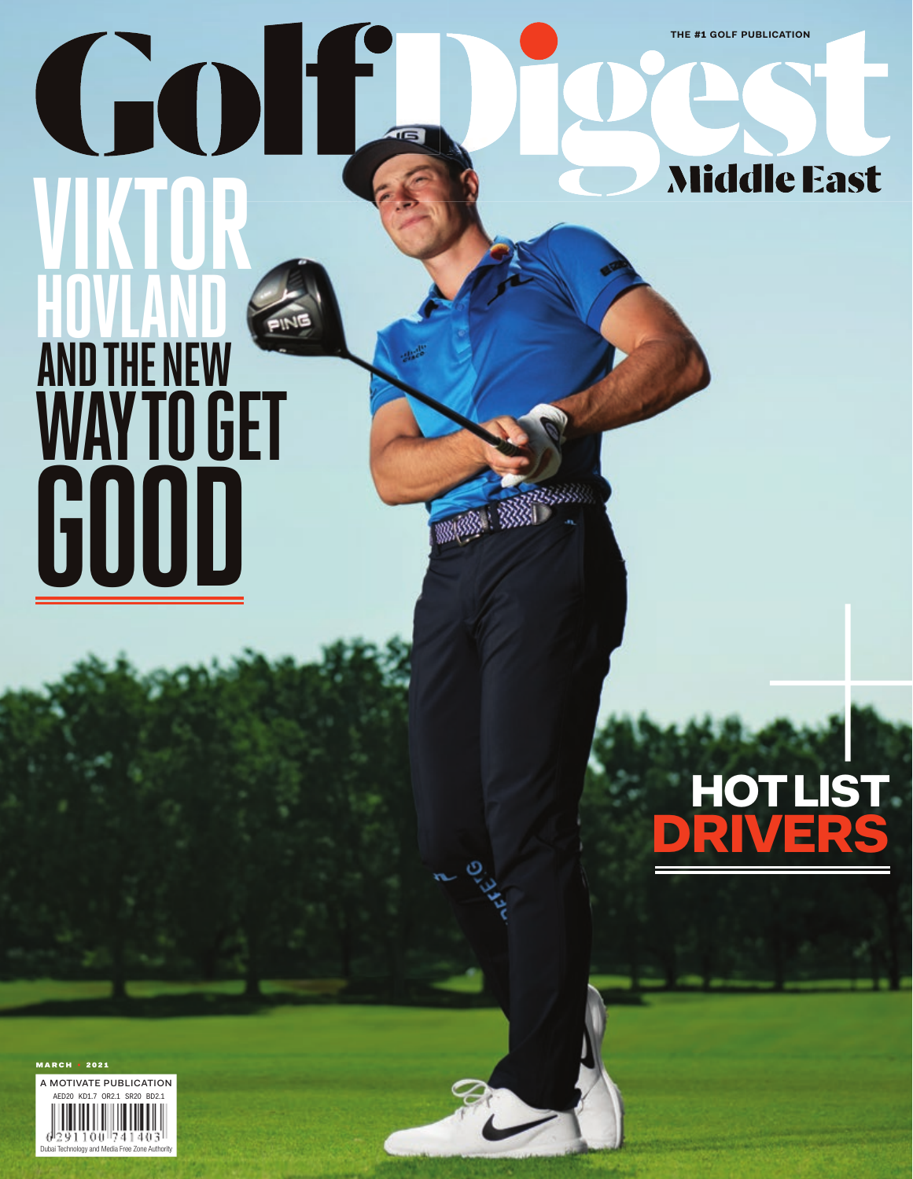THE #1 GOLF PUBLICATION

# Golf Digest Middle East

# VIKTOR HOVLAND AND THE NEW WAY TO GET GOOD

## HOT LIST DRIVERS

MARCH 2021

A MOTIVATE PUBLICATION

AED20 KD1.7 OR2.1 SR20 BD2.1

Dubai Technology and Media Free Zone Authority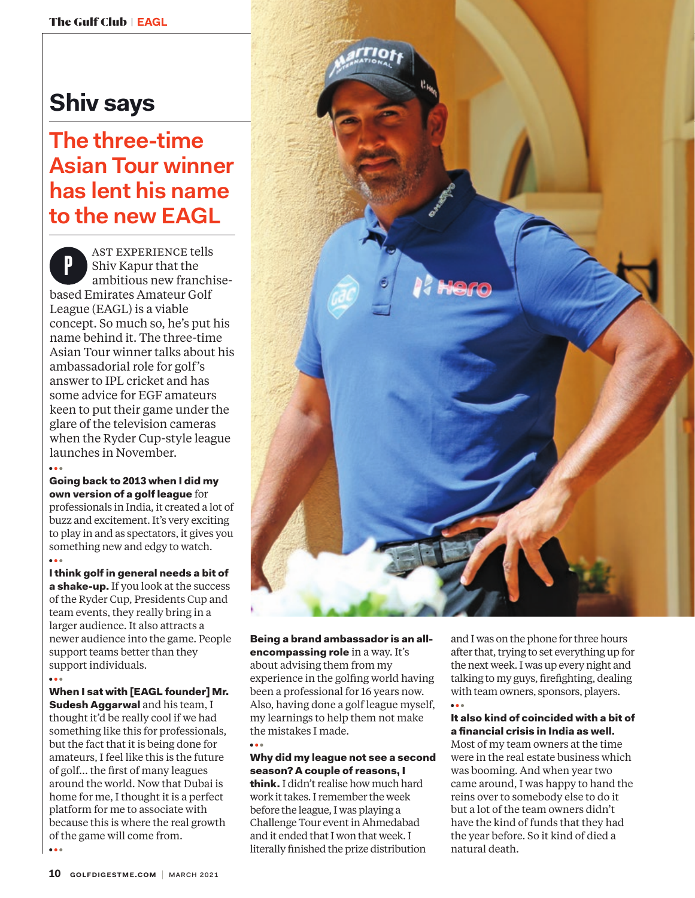# Shiv says

## The three-time Asian Tour winner has lent his name to the new EAGL

PAST EXPERIENCE tells Shiv Kapur that the ambitious new franchise-based Emirates Amateur Golf League (EAGL) is a viable concept. So much so, he's put his name behind it. The three-time Asian Tour winner talks about his ambassadorial role for golf's answer to IPL cricket and has some advice for EGF amateurs keen to put their game under the glare of the television cameras when the Ryder Cup-style league launches in November.

•••

**Going back to 2013 when I did my own version of a golf league** for professionals in India, it created a lot of buzz and excitement. It's very exciting to play in and as spectators, it gives you something new and edgy to watch.

•••

**I think golf in general needs a bit of a shake-up.** If you look at the success of the Ryder Cup, Presidents Cup and team events, they really bring in a larger audience. It also attracts a newer audience into the game. People support teams better than they support individuals.

•••

**When I sat with [EAGL founder] Mr. Sudesh Aggarwal** and his team, I thought it'd be really cool if we had something like this for professionals, but the fact that it is being done for amateurs, I feel like this is the future of golf... the first of many leagues around the world. Now that Dubai is home for me, I thought it is a perfect platform for me to associate with because this is where the real growth of the game will come from.

•••

**Being a brand ambassador is an all-encompassing role** in a way. It's about advising them from my experience in the golfing world having been a professional for 16 years now. Also, having done a golf league myself, my learnings to help them not make the mistakes I made.

•••

**Why did my league not see a second season? A couple of reasons, I think.** I didn't realise how much hard work it takes. I remember the week before the league, I was playing a Challenge Tour event in Ahmedabad and it ended that I won that week. I literally finished the prize distribution and I was on the phone for three hours after that, trying to set everything up for the next week. I was up every night and talking to my guys, firefighting, dealing with team owners, sponsors, players.

•••

**It also kind of coincided with a bit of a financial crisis in India as well.** Most of my team owners at the time were in the real estate business which was booming. And when year two came around, I was happy to hand the reins over to somebody else to do it but a lot of the team owners didn't have the kind of funds that they had the year before. So it kind of died a natural death.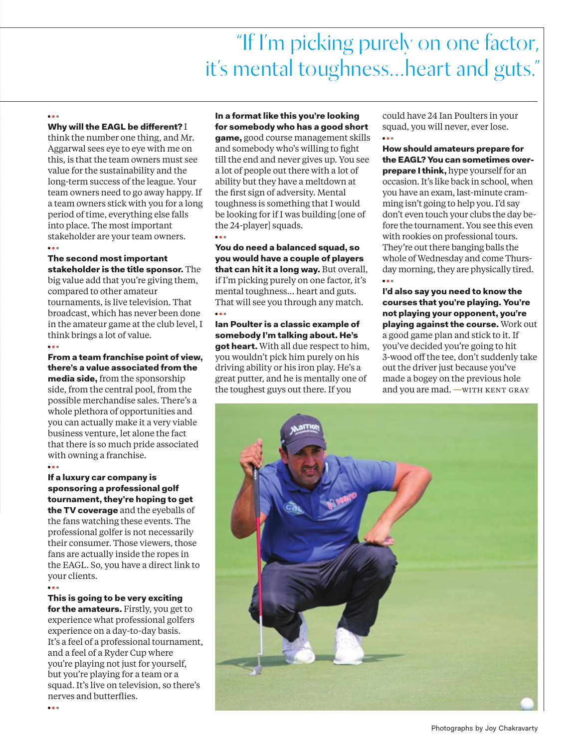"If I'm picking purely on one factor, it's mental toughness...heart and guts."

**Why will the EAGL be different?** I think the number one thing, and Mr. Aggarwal sees eye to eye with me on this, is that the team owners must see value for the sustainability and the long-term success of the league. Your team owners need to go away happy. If a team owners stick with you for a long period of time, everything else falls into place. The most important stakeholder are your team owners.

**The second most important stakeholder is the title sponsor.** The big value add that you're giving them, compared to other amateur tournaments, is live television. That broadcast, which has never been done in the amateur game at the club level, I think brings a lot of value.

**From a team franchise point of view, there's a value associated from the media side,** from the sponsorship side, from the central pool, from the possible merchandise sales. There's a whole plethora of opportunities and you can actually make it a very viable business venture, let alone the fact that there is so much pride associated with owning a franchise.

**If a luxury car company is sponsoring a professional golf tournament, they're hoping to get the TV coverage** and the eyeballs of the fans watching these events. The professional golfer is not necessarily their consumer. Those viewers, those fans are actually inside the ropes in the EAGL. So, you have a direct link to your clients.

**This is going to be very exciting for the amateurs.** Firstly, you get to experience what professional golfers experience on a day-to-day basis. It's a feel of a professional tournament, and a feel of a Ryder Cup where you're playing not just for yourself, but you're playing for a team or a squad. It's live on television, so there's nerves and butterflies.

**In a format like this you're looking for somebody who has a good short game,** good course management skills and somebody who's willing to fight till the end and never gives up. You see a lot of people out there with a lot of ability but they have a meltdown at the first sign of adversity. Mental toughness is something that I would be looking for if I was building [one of the 24-player] squads.

**You do need a balanced squad, so you would have a couple of players that can hit it a long way.** But overall, if I'm picking purely on one factor, it's mental toughness... heart and guts. That will see you through any match.

**Ian Poulter is a classic example of somebody I'm talking about. He's got heart.** With all due respect to him, you wouldn't pick him purely on his driving ability or his iron play. He's a great putter, and he is mentally one of the toughest guys out there. If you could have 24 Ian Poulters in your squad, you will never, ever lose.

**How should amateurs prepare for the EAGL? You can sometimes over-prepare I think,** hype yourself for an occasion. It's like back in school, when you have an exam, last-minute cramming isn't going to help you. I'd say don't even touch your clubs the day before the tournament. You see this even with rookies on professional tours. They're out there banging balls the whole of Wednesday and come Thursday morning, they are physically tired.

**I'd also say you need to know the courses that you're playing. You're not playing your opponent, you're playing against the course.** Work out a good game plan and stick to it. If you've decided you're going to hit 3-wood off the tee, don't suddenly take out the driver just because you've made a bogey on the previous hole and you are mad. —WITH KENT GRAY

Photographs by Joy Chakravarty